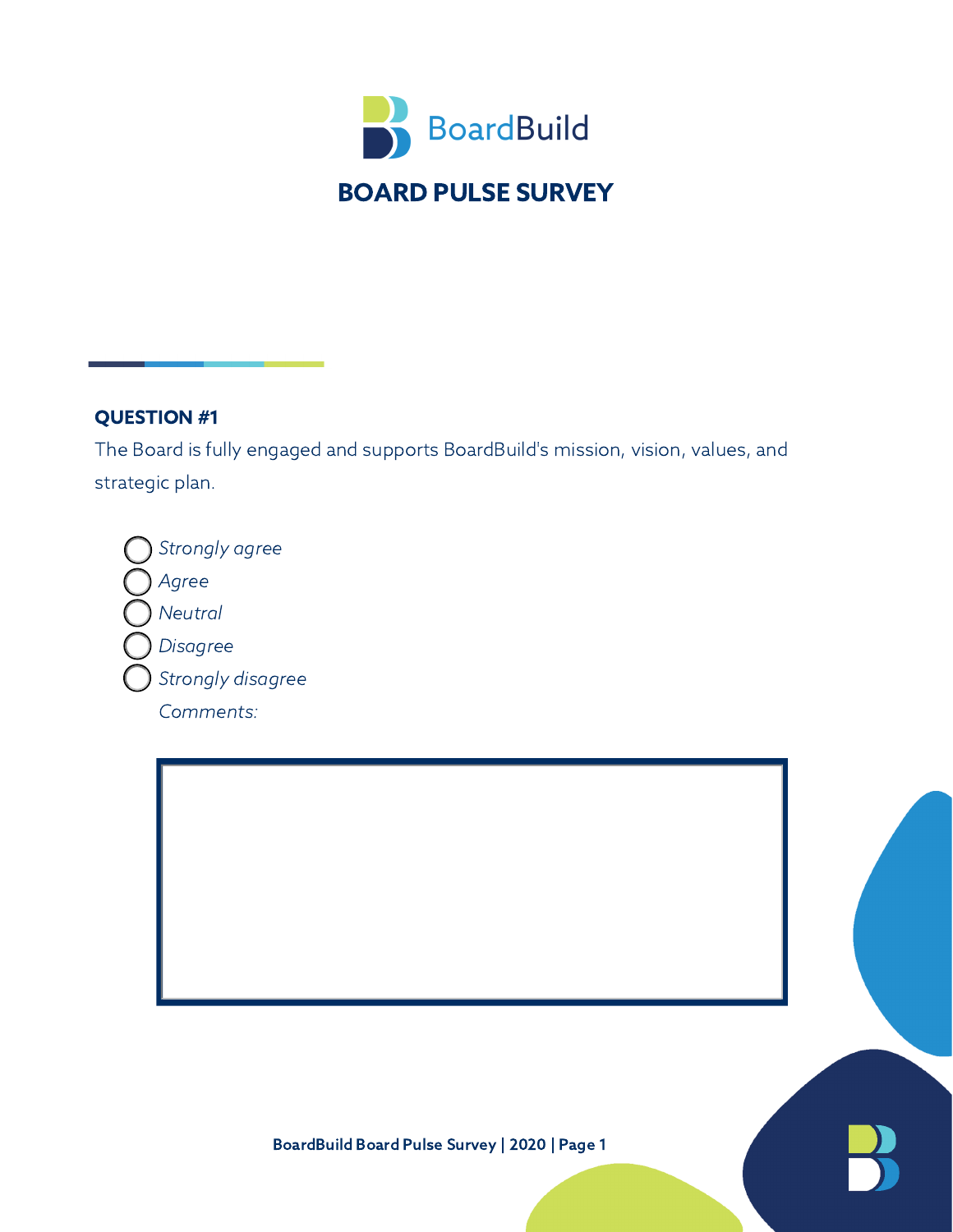BoardBuild

# BOARD PULSE SURVEY

### QUESTION #1

The Board is fully engaged and supports BoardBuild's mission, vision, values, and strategic plan.

- ◯ *Strongly agree*
- ◯ *Agree*
- ◯ *Neutral*
- ◯ *Disagree*
- ◯ *Strongly disagree*

*Comments:*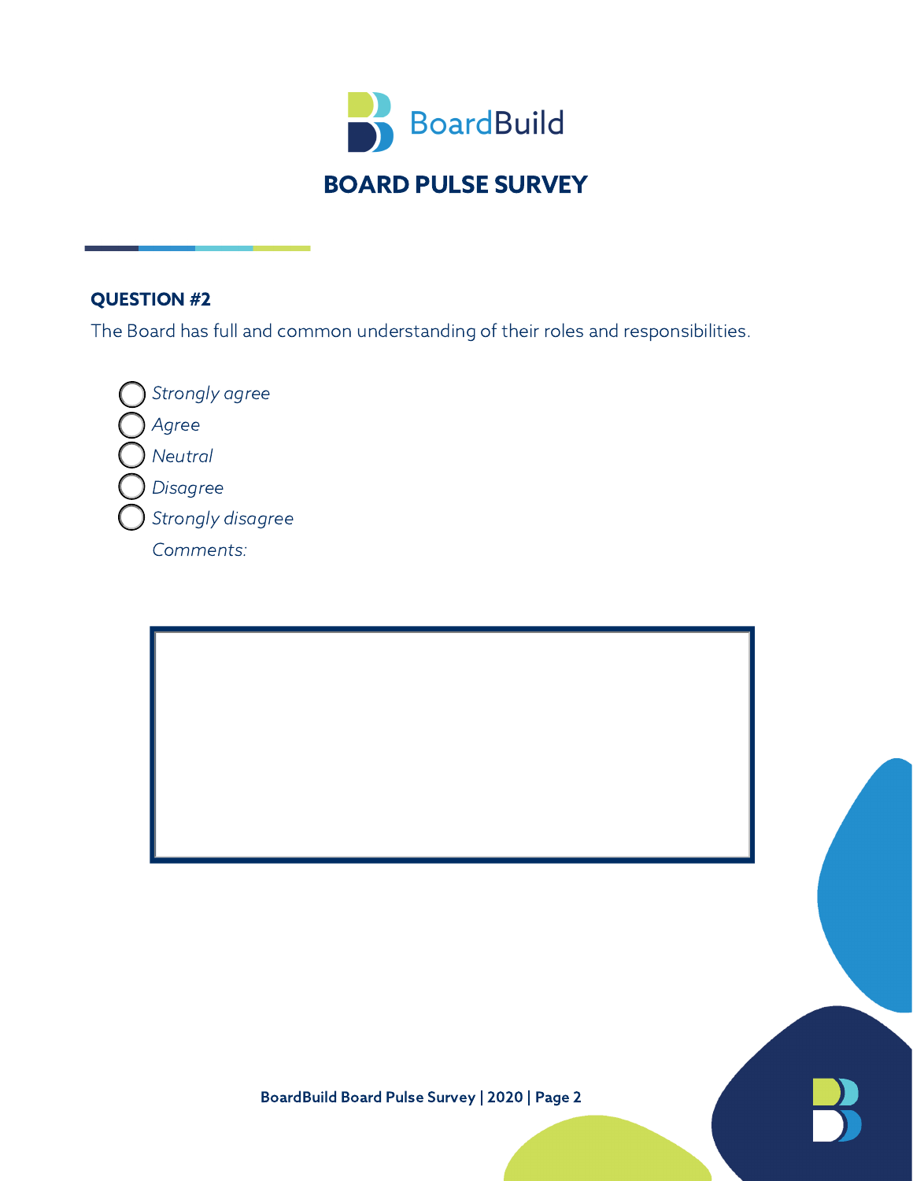# BOARD PULSE SURVEY

**QUESTION #2**

The Board has full and common understanding of their roles and responsibilities.

- ◯ *Strongly agree*
- ◯ *Agree*
- ◯ *Neutral*
- ◯ *Disagree*
- ◯ *Strongly disagree*

*Comments:*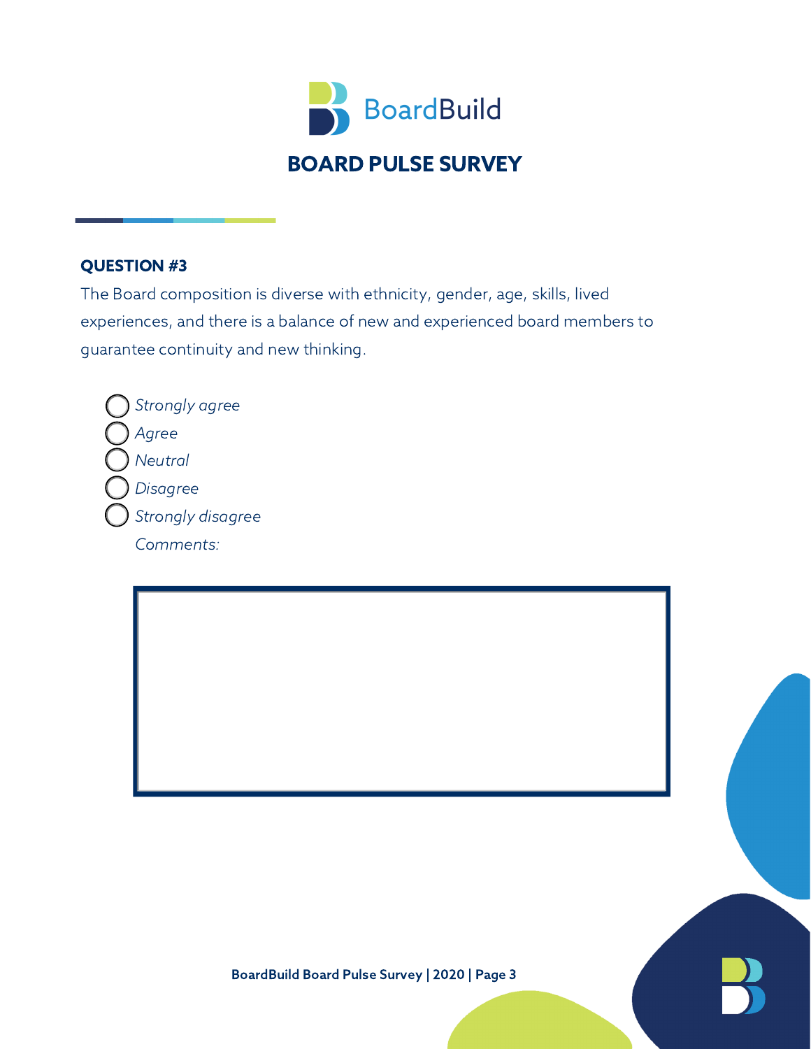BoardBuild

# BOARD PULSE SURVEY

### QUESTION #3

The Board composition is diverse with ethnicity, gender, age, skills, lived experiences, and there is a balance of new and experienced board members to guarantee continuity and new thinking.

- ◯ *Strongly agree*
- ◯ *Agree*
- ◯ *Neutral*
- ◯ *Disagree*
- ◯ *Strongly disagree*

*Comments:*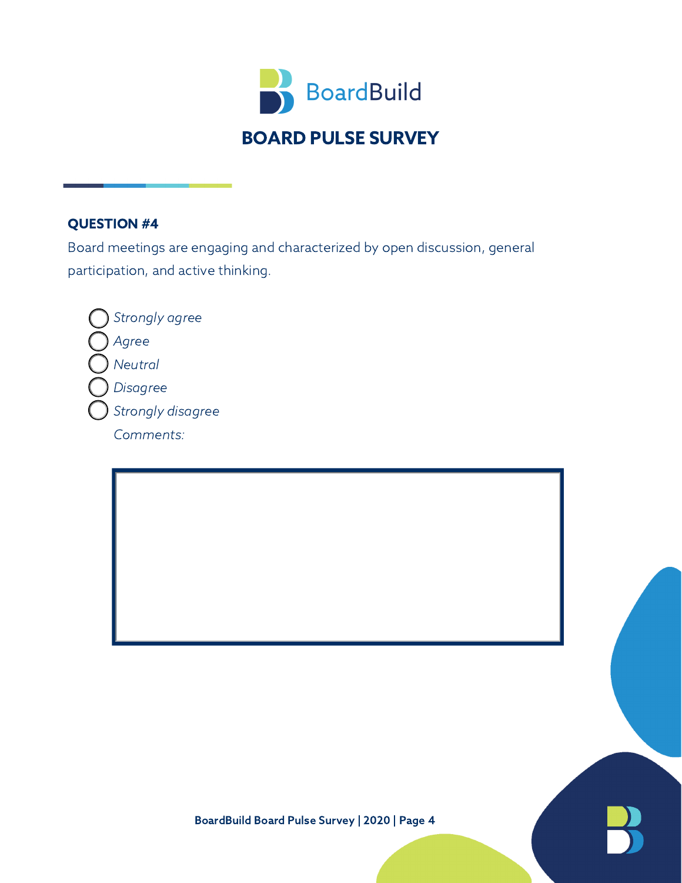BoardBuild

# BOARD PULSE SURVEY

## QUESTION #4

Board meetings are engaging and characterized by open discussion, general participation, and active thinking.

- ◯ *Strongly agree*
- ◯ *Agree*
- ◯ *Neutral*
- ◯ *Disagree*
- ◯ *Strongly disagree*

*Comments:*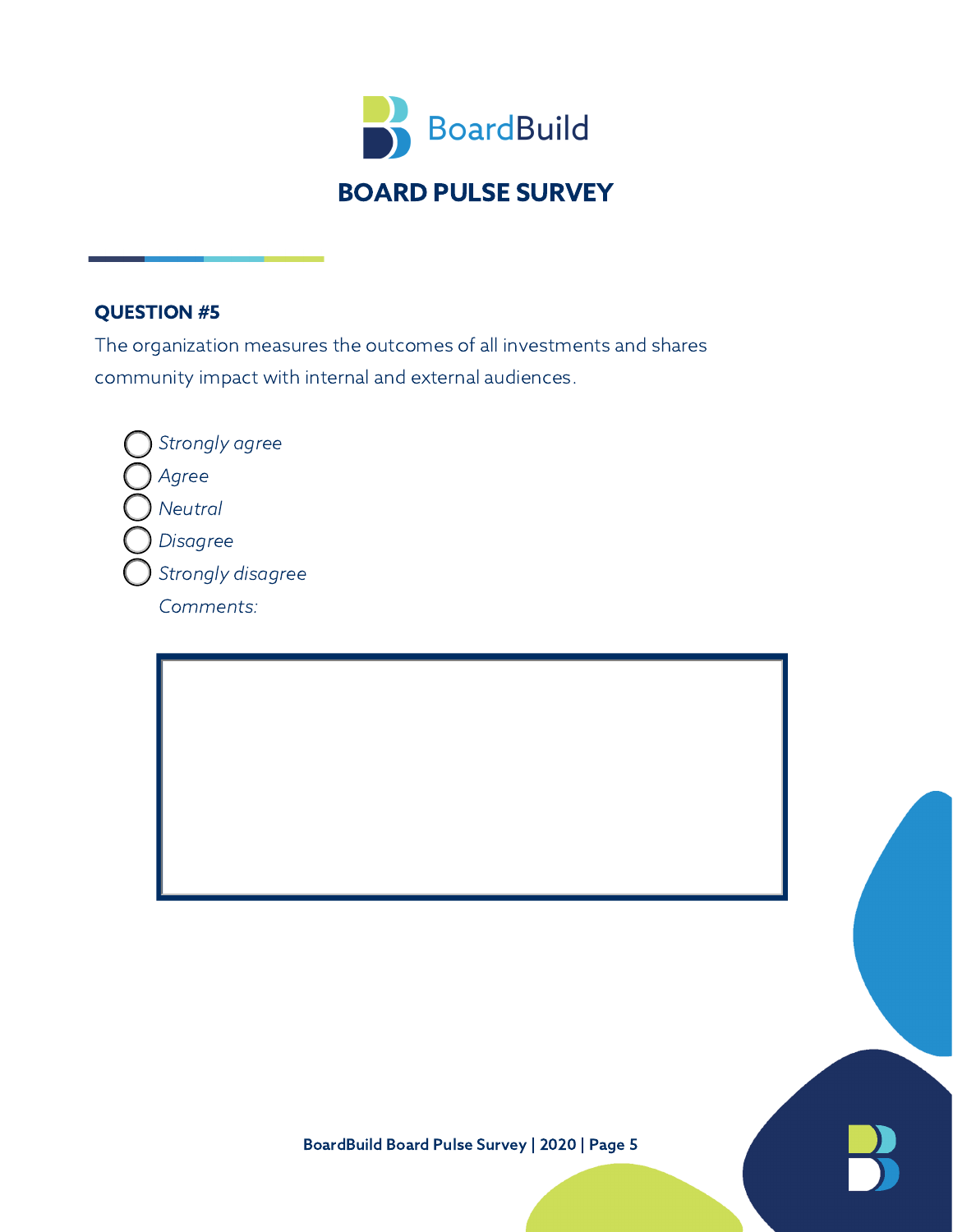BoardBuild

# BOARD PULSE SURVEY

### QUESTION #5

The organization measures the outcomes of all investments and shares community impact with internal and external audiences.

- ◯ *Strongly agree*
- ◯ *Agree*
- ◯ *Neutral*
- ◯ *Disagree*
- ◯ *Strongly disagree*

*Comments:*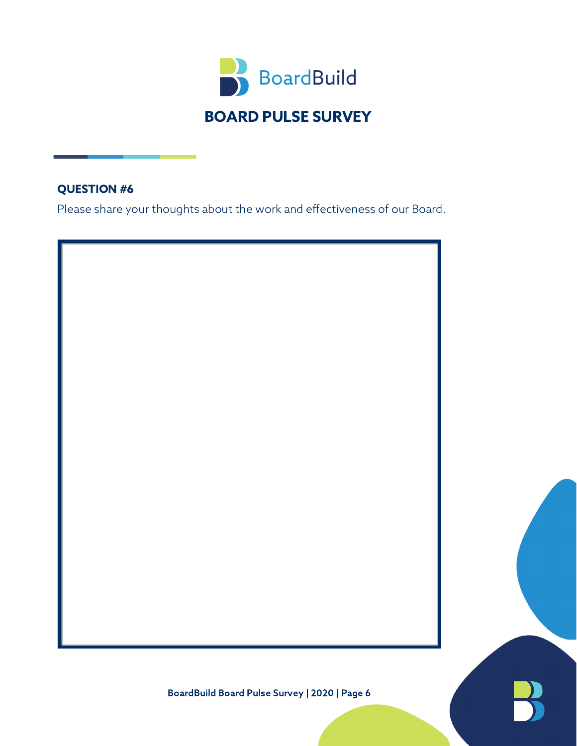BoardBuild

# BOARD PULSE SURVEY

### QUESTION #6

Please share your thoughts about the work and effectiveness of our Board.